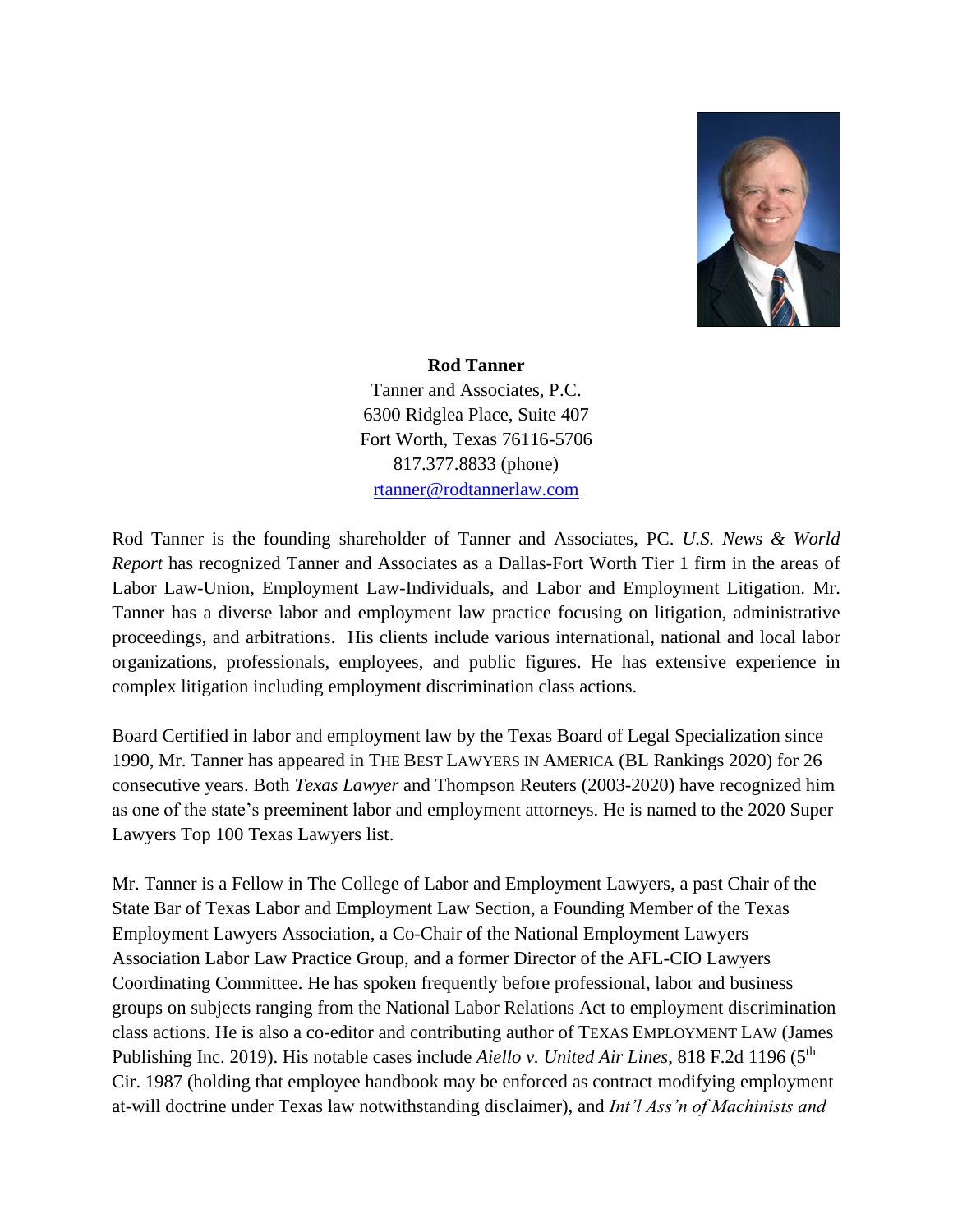**Rod Tanner**
Tanner and Associates, P.C.
6300 Ridglea Place, Suite 407
Fort Worth, Texas 76116-5706
817.377.8833 (phone)
rtanner@rodtannerlaw.com

Rod Tanner is the founding shareholder of Tanner and Associates, PC. *U.S. News & World Report* has recognized Tanner and Associates as a Dallas-Fort Worth Tier 1 firm in the areas of Labor Law-Union, Employment Law-Individuals, and Labor and Employment Litigation. Mr. Tanner has a diverse labor and employment law practice focusing on litigation, administrative proceedings, and arbitrations. His clients include various international, national and local labor organizations, professionals, employees, and public figures. He has extensive experience in complex litigation including employment discrimination class actions.

Board Certified in labor and employment law by the Texas Board of Legal Specialization since 1990, Mr. Tanner has appeared in THE BEST LAWYERS IN AMERICA (BL Rankings 2020) for 26 consecutive years. Both *Texas Lawyer* and Thompson Reuters (2003-2020) have recognized him as one of the state's preeminent labor and employment attorneys. He is named to the 2020 Super Lawyers Top 100 Texas Lawyers list.

Mr. Tanner is a Fellow in The College of Labor and Employment Lawyers, a past Chair of the State Bar of Texas Labor and Employment Law Section, a Founding Member of the Texas Employment Lawyers Association, a Co-Chair of the National Employment Lawyers Association Labor Law Practice Group, and a former Director of the AFL-CIO Lawyers Coordinating Committee. He has spoken frequently before professional, labor and business groups on subjects ranging from the National Labor Relations Act to employment discrimination class actions. He is also a co-editor and contributing author of TEXAS EMPLOYMENT LAW (James Publishing Inc. 2019). His notable cases include *Aiello v. United Air Lines*, 818 F.2d 1196 (5th Cir. 1987 (holding that employee handbook may be enforced as contract modifying employment at-will doctrine under Texas law notwithstanding disclaimer), and *Int'l Ass'n of Machinists and*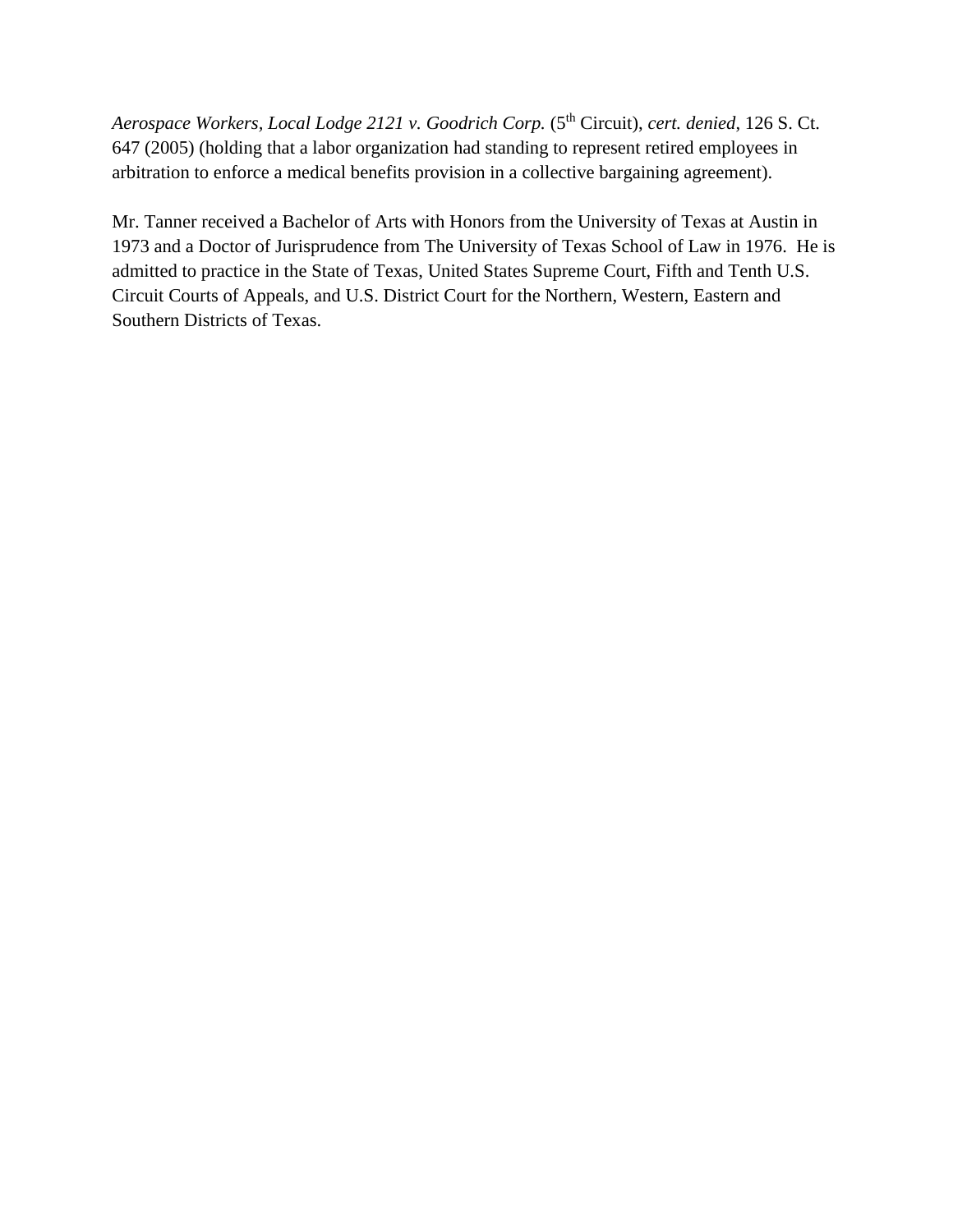*Aerospace Workers, Local Lodge 2121 v. Goodrich Corp.* (5th Circuit), *cert. denied*, 126 S. Ct. 647 (2005) (holding that a labor organization had standing to represent retired employees in arbitration to enforce a medical benefits provision in a collective bargaining agreement).

Mr. Tanner received a Bachelor of Arts with Honors from the University of Texas at Austin in 1973 and a Doctor of Jurisprudence from The University of Texas School of Law in 1976. He is admitted to practice in the State of Texas, United States Supreme Court, Fifth and Tenth U.S. Circuit Courts of Appeals, and U.S. District Court for the Northern, Western, Eastern and Southern Districts of Texas.